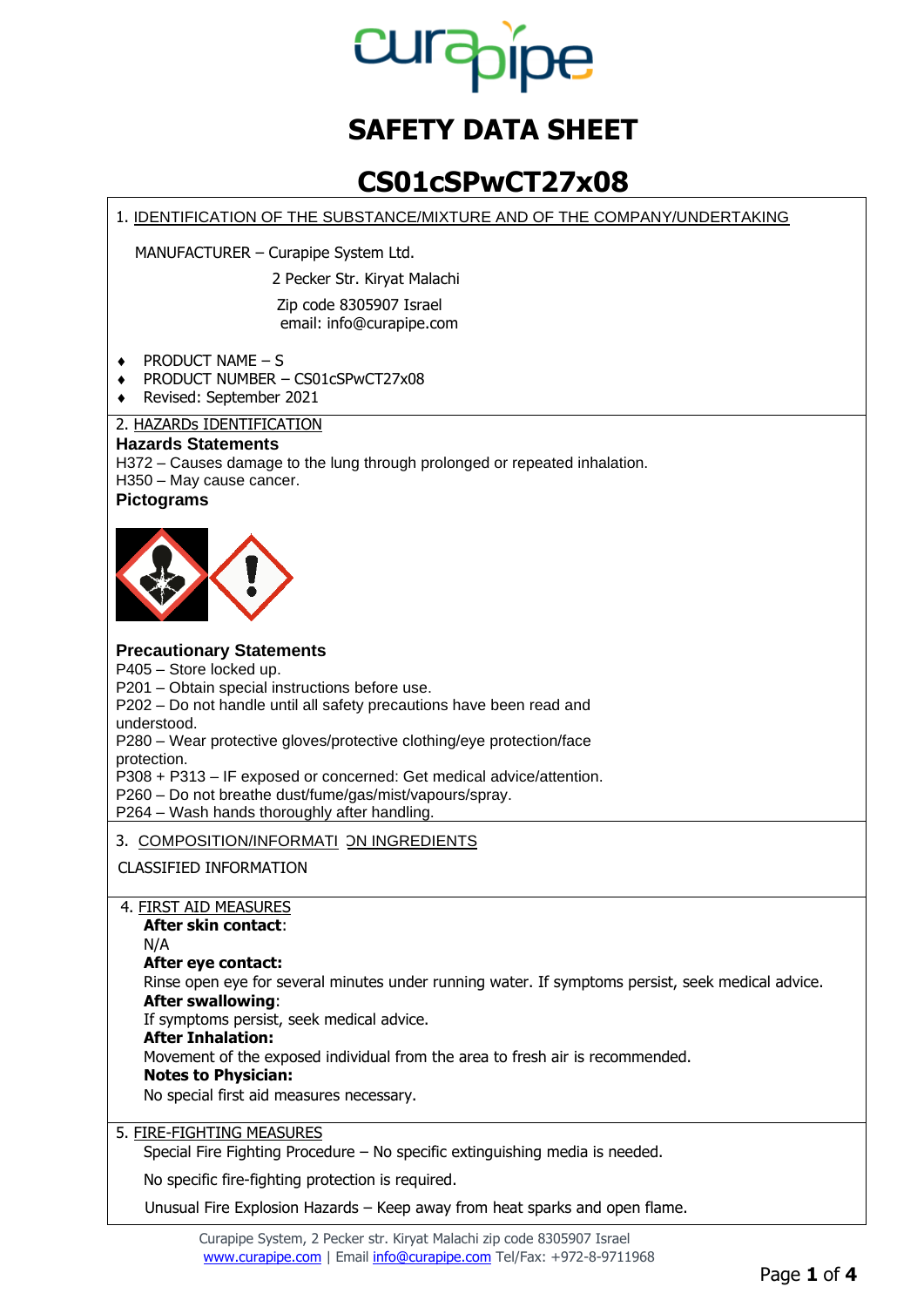# SAFETY DATA SHEET

# CS01cSPwCT27x08

## 1. IDENTIFICATION OF THE SUBSTANCE/MIXTURE AND OF THE COMPANY/UNDERTAKING

MANUFACTURER – Curapipe System Ltd.
2 Pecker Str. Kiryat Malachi
Zip code 8305907 Israel
email: info@curapipe.com

- PRODUCT NAME – S
- PRODUCT NUMBER – CS01cSPwCT27x08
- Revised: September 2021

## 2. HAZARDs IDENTIFICATION

**Hazards Statements**

H372 – Causes damage to the lung through prolonged or repeated inhalation.
H350 – May cause cancer.

**Pictograms**

**Precautionary Statements**

P405 – Store locked up.
P201 – Obtain special instructions before use.
P202 – Do not handle until all safety precautions have been read and understood.
P280 – Wear protective gloves/protective clothing/eye protection/face protection.
P308 + P313 – IF exposed or concerned: Get medical advice/attention.
P260 – Do not breathe dust/fume/gas/mist/vapours/spray.
P264 – Wash hands thoroughly after handling.

## 3. COMPOSITION/INFORMATION INGREDIENTS

CLASSIFIED INFORMATION

## 4. FIRST AID MEASURES

**After skin contact**:
N/A

**After eye contact:**
Rinse open eye for several minutes under running water. If symptoms persist, seek medical advice.

**After swallowing**:
If symptoms persist, seek medical advice.

**After Inhalation:**
Movement of the exposed individual from the area to fresh air is recommended.

**Notes to Physician:**
No special first aid measures necessary.

## 5. FIRE-FIGHTING MEASURES

Special Fire Fighting Procedure – No specific extinguishing media is needed.

No specific fire-fighting protection is required.

Unusual Fire Explosion Hazards – Keep away from heat sparks and open flame.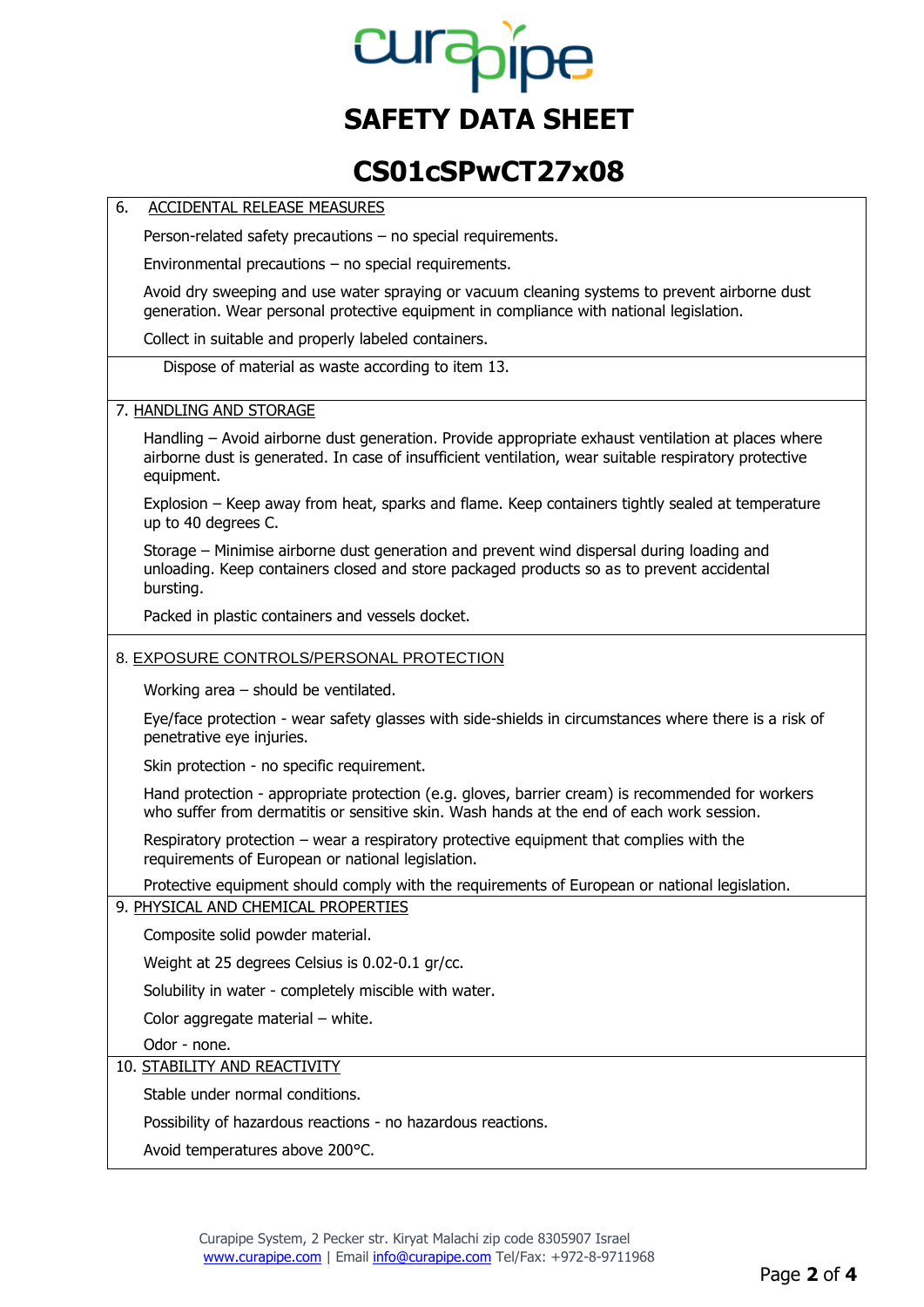# SAFETY DATA SHEET

# CS01cSPwCT27x08

## 6. ACCIDENTAL RELEASE MEASURES

Person-related safety precautions – no special requirements.

Environmental precautions – no special requirements.

Avoid dry sweeping and use water spraying or vacuum cleaning systems to prevent airborne dust generation. Wear personal protective equipment in compliance with national legislation.

Collect in suitable and properly labeled containers.

Dispose of material as waste according to item 13.

## 7. HANDLING AND STORAGE

Handling – Avoid airborne dust generation. Provide appropriate exhaust ventilation at places where airborne dust is generated. In case of insufficient ventilation, wear suitable respiratory protective equipment.

Explosion – Keep away from heat, sparks and flame. Keep containers tightly sealed at temperature up to 40 degrees C.

Storage – Minimise airborne dust generation and prevent wind dispersal during loading and unloading. Keep containers closed and store packaged products so as to prevent accidental bursting.

Packed in plastic containers and vessels docket.

## 8. EXPOSURE CONTROLS/PERSONAL PROTECTION

Working area – should be ventilated.

Eye/face protection - wear safety glasses with side-shields in circumstances where there is a risk of penetrative eye injuries.

Skin protection - no specific requirement.

Hand protection - appropriate protection (e.g. gloves, barrier cream) is recommended for workers who suffer from dermatitis or sensitive skin. Wash hands at the end of each work session.

Respiratory protection – wear a respiratory protective equipment that complies with the requirements of European or national legislation.

Protective equipment should comply with the requirements of European or national legislation.

## 9. PHYSICAL AND CHEMICAL PROPERTIES

Composite solid powder material.

Weight at 25 degrees Celsius is 0.02-0.1 gr/cc.

Solubility in water - completely miscible with water.

Color aggregate material – white.

Odor - none.

## 10. STABILITY AND REACTIVITY

Stable under normal conditions.

Possibility of hazardous reactions - no hazardous reactions.

Avoid temperatures above 200°C.

Curapipe System, 2 Pecker str. Kiryat Malachi zip code 8305907 Israel
www.curapipe.com | Email info@curapipe.com Tel/Fax: +972-8-9711968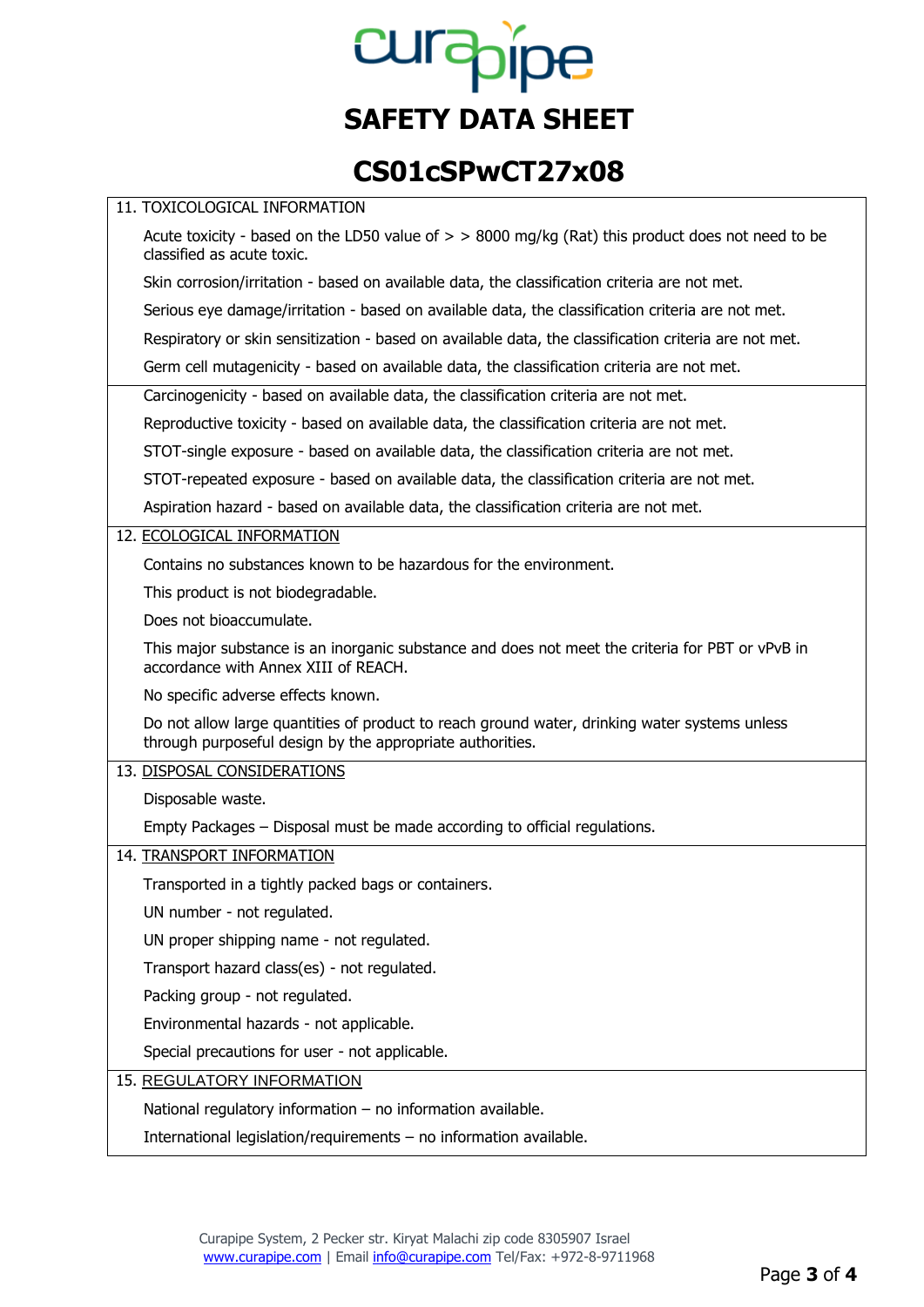# SAFETY DATA SHEET

# CS01cSPwCT27x08

## 11. TOXICOLOGICAL INFORMATION

Acute toxicity - based on the LD50 value of > > 8000 mg/kg (Rat) this product does not need to be classified as acute toxic.

Skin corrosion/irritation - based on available data, the classification criteria are not met.

Serious eye damage/irritation - based on available data, the classification criteria are not met.

Respiratory or skin sensitization - based on available data, the classification criteria are not met.

Germ cell mutagenicity - based on available data, the classification criteria are not met.

Carcinogenicity - based on available data, the classification criteria are not met.

Reproductive toxicity - based on available data, the classification criteria are not met.

STOT-single exposure - based on available data, the classification criteria are not met.

STOT-repeated exposure - based on available data, the classification criteria are not met.

Aspiration hazard - based on available data, the classification criteria are not met.

## 12. ECOLOGICAL INFORMATION

Contains no substances known to be hazardous for the environment.

This product is not biodegradable.

Does not bioaccumulate.

This major substance is an inorganic substance and does not meet the criteria for PBT or vPvB in accordance with Annex XIII of REACH.

No specific adverse effects known.

Do not allow large quantities of product to reach ground water, drinking water systems unless through purposeful design by the appropriate authorities.

## 13. DISPOSAL CONSIDERATIONS

Disposable waste.

Empty Packages – Disposal must be made according to official regulations.

## 14. TRANSPORT INFORMATION

Transported in a tightly packed bags or containers.

UN number - not regulated.

UN proper shipping name - not regulated.

Transport hazard class(es) - not regulated.

Packing group - not regulated.

Environmental hazards - not applicable.

Special precautions for user - not applicable.

## 15. REGULATORY INFORMATION

National regulatory information – no information available.

International legislation/requirements – no information available.

Curapipe System, 2 Pecker str. Kiryat Malachi zip code 8305907 Israel
www.curapipe.com | Email info@curapipe.com Tel/Fax: +972-8-9711968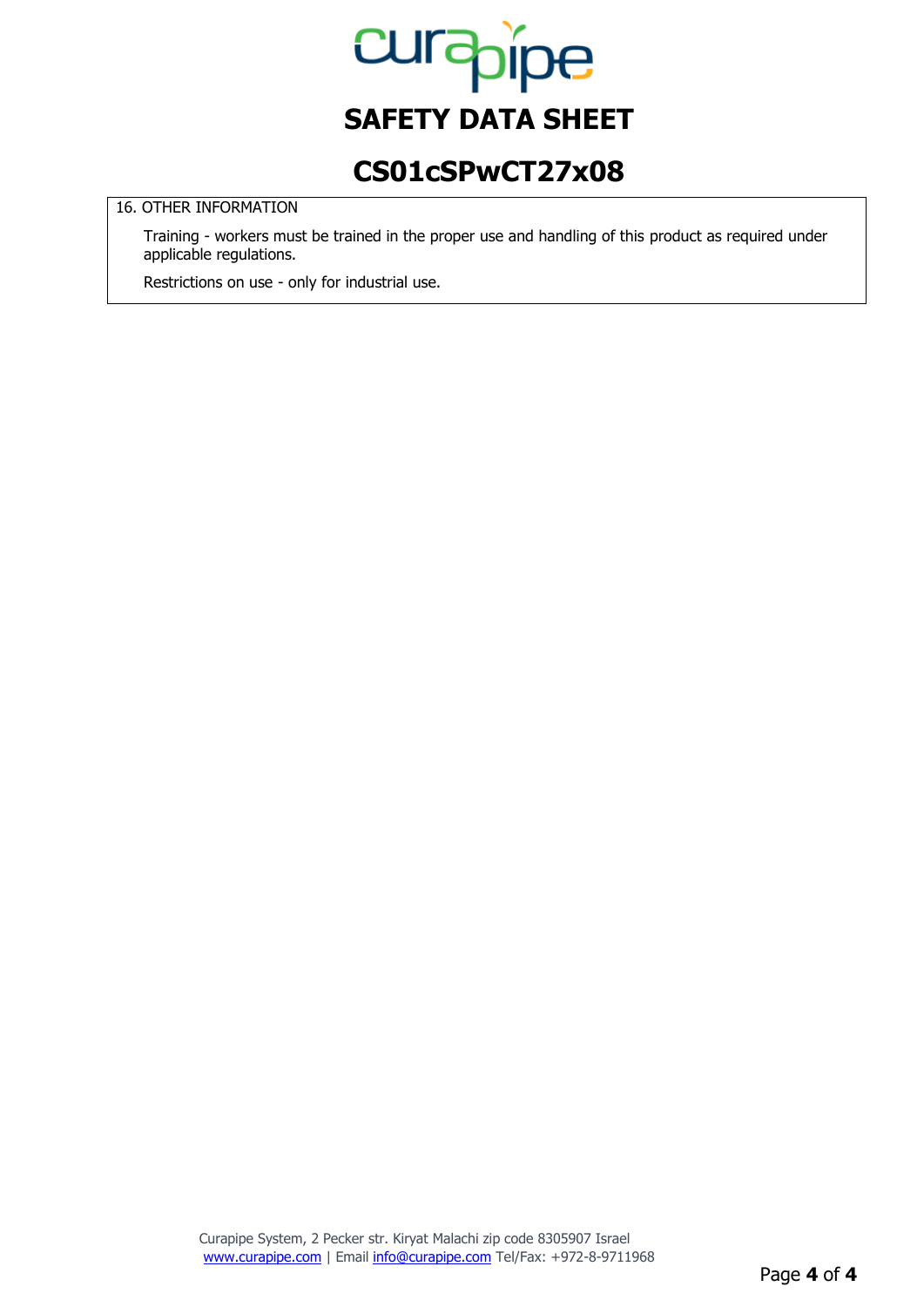## 16. OTHER INFORMATION

Training - workers must be trained in the proper use and handling of this product as required under applicable regulations.

Restrictions on use - only for industrial use.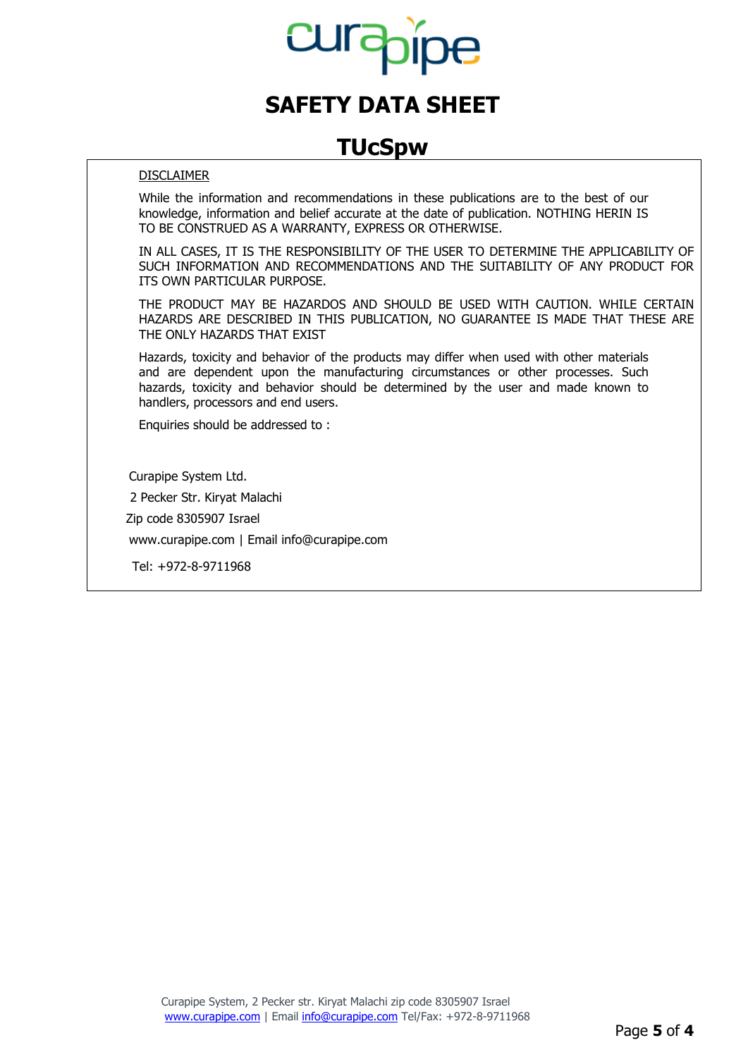# SAFETY DATA SHEET

# TUcSpw

DISCLAIMER

While the information and recommendations in these publications are to the best of our knowledge, information and belief accurate at the date of publication. NOTHING HERIN IS TO BE CONSTRUED AS A WARRANTY, EXPRESS OR OTHERWISE.

IN ALL CASES, IT IS THE RESPONSIBILITY OF THE USER TO DETERMINE THE APPLICABILITY OF SUCH INFORMATION AND RECOMMENDATIONS AND THE SUITABILITY OF ANY PRODUCT FOR ITS OWN PARTICULAR PURPOSE.

THE PRODUCT MAY BE HAZARDOS AND SHOULD BE USED WITH CAUTION. WHILE CERTAIN HAZARDS ARE DESCRIBED IN THIS PUBLICATION, NO GUARANTEE IS MADE THAT THESE ARE THE ONLY HAZARDS THAT EXIST

Hazards, toxicity and behavior of the products may differ when used with other materials and are dependent upon the manufacturing circumstances or other processes. Such hazards, toxicity and behavior should be determined by the user and made known to handlers, processors and end users.

Enquiries should be addressed to :

Curapipe System Ltd.

2 Pecker Str. Kiryat Malachi

Zip code 8305907 Israel

www.curapipe.com | Email info@curapipe.com

Tel: +972-8-9711968